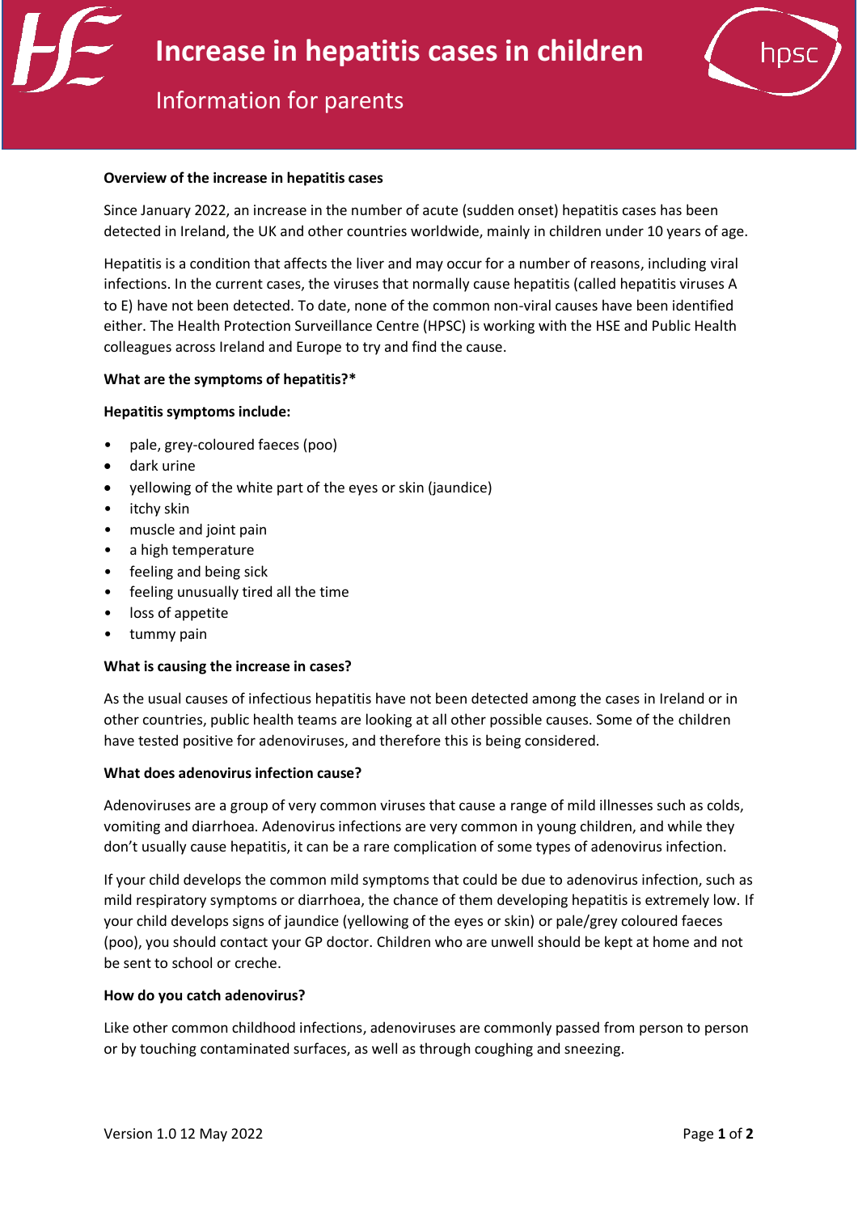# Increase in hepatitis cases in children

## Information for parents

**Overview of the increase in hepatitis cases**

Since January 2022, an increase in the number of acute (sudden onset) hepatitis cases has been detected in Ireland, the UK and other countries worldwide, mainly in children under 10 years of age.

Hepatitis is a condition that affects the liver and may occur for a number of reasons, including viral infections. In the current cases, the viruses that normally cause hepatitis (called hepatitis viruses A to E) have not been detected. To date, none of the common non-viral causes have been identified either. The Health Protection Surveillance Centre (HPSC) is working with the HSE and Public Health colleagues across Ireland and Europe to try and find the cause.

**What are the symptoms of hepatitis?***

**Hepatitis symptoms include:**

- pale, grey-coloured faeces (poo)
- dark urine
- yellowing of the white part of the eyes or skin (jaundice)
- itchy skin
- muscle and joint pain
- a high temperature
- feeling and being sick
- feeling unusually tired all the time
- loss of appetite
- tummy pain

**What is causing the increase in cases?**

As the usual causes of infectious hepatitis have not been detected among the cases in Ireland or in other countries, public health teams are looking at all other possible causes. Some of the children have tested positive for adenoviruses, and therefore this is being considered.

**What does adenovirus infection cause?**

Adenoviruses are a group of very common viruses that cause a range of mild illnesses such as colds, vomiting and diarrhoea. Adenovirus infections are very common in young children, and while they don't usually cause hepatitis, it can be a rare complication of some types of adenovirus infection.

If your child develops the common mild symptoms that could be due to adenovirus infection, such as mild respiratory symptoms or diarrhoea, the chance of them developing hepatitis is extremely low. If your child develops signs of jaundice (yellowing of the eyes or skin) or pale/grey coloured faeces (poo), you should contact your GP doctor. Children who are unwell should be kept at home and not be sent to school or creche.

**How do you catch adenovirus?**

Like other common childhood infections, adenoviruses are commonly passed from person to person or by touching contaminated surfaces, as well as through coughing and sneezing.

Version 1.0 12 May 2022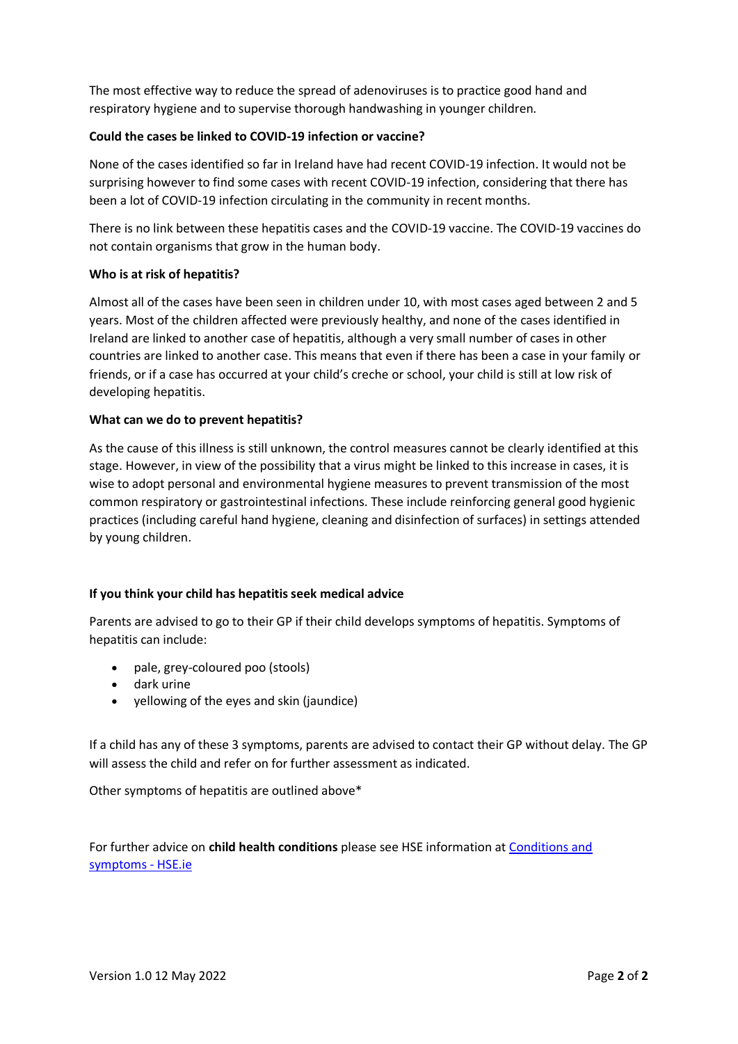The most effective way to reduce the spread of adenoviruses is to practice good hand and respiratory hygiene and to supervise thorough handwashing in younger children.

**Could the cases be linked to COVID-19 infection or vaccine?**

None of the cases identified so far in Ireland have had recent COVID-19 infection. It would not be surprising however to find some cases with recent COVID-19 infection, considering that there has been a lot of COVID-19 infection circulating in the community in recent months.

There is no link between these hepatitis cases and the COVID-19 vaccine. The COVID-19 vaccines do not contain organisms that grow in the human body.

**Who is at risk of hepatitis?**

Almost all of the cases have been seen in children under 10, with most cases aged between 2 and 5 years. Most of the children affected were previously healthy, and none of the cases identified in Ireland are linked to another case of hepatitis, although a very small number of cases in other countries are linked to another case. This means that even if there has been a case in your family or friends, or if a case has occurred at your child's creche or school, your child is still at low risk of developing hepatitis.

**What can we do to prevent hepatitis?**

As the cause of this illness is still unknown, the control measures cannot be clearly identified at this stage. However, in view of the possibility that a virus might be linked to this increase in cases, it is wise to adopt personal and environmental hygiene measures to prevent transmission of the most common respiratory or gastrointestinal infections. These include reinforcing general good hygienic practices (including careful hand hygiene, cleaning and disinfection of surfaces) in settings attended by young children.

**If you think your child has hepatitis seek medical advice**

Parents are advised to go to their GP if their child develops symptoms of hepatitis. Symptoms of hepatitis can include:

- pale, grey-coloured poo (stools)
- dark urine
- yellowing of the eyes and skin (jaundice)

If a child has any of these 3 symptoms, parents are advised to contact their GP without delay. The GP will assess the child and refer on for further assessment as indicated.

Other symptoms of hepatitis are outlined above*

For further advice on **child health conditions** please see HSE information at [Conditions and symptoms - HSE.ie]

Version 1.0 12 May 2022